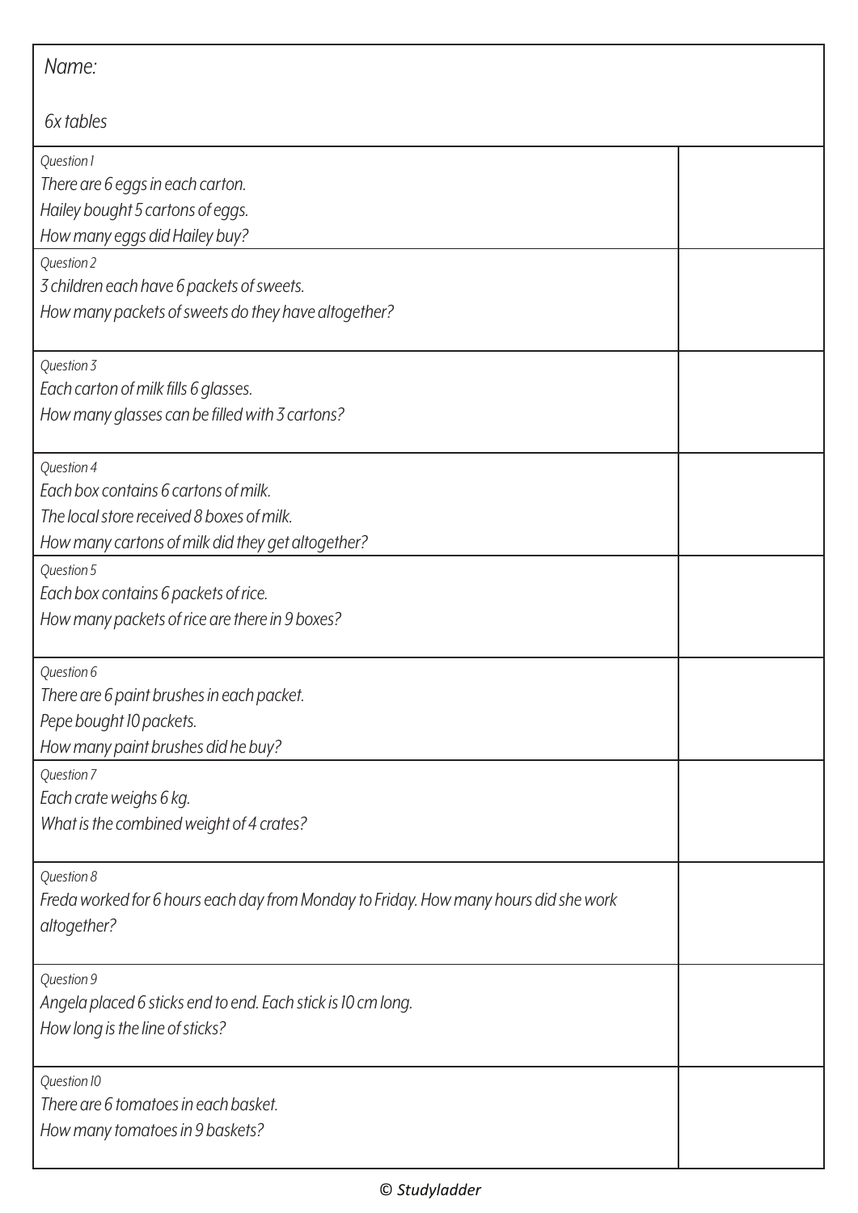Name:

6x tables

| | |
|---|---|
| Question 1<br>There are 6 eggs in each carton.<br>Hailey bought 5 cartons of eggs.<br>How many eggs did Hailey buy? | |
| Question 2<br>3 children each have 6 packets of sweets.<br>How many packets of sweets do they have altogether? | |
| Question 3<br>Each carton of milk fills 6 glasses.<br>How many glasses can be filled with 3 cartons? | |
| Question 4<br>Each box contains 6 cartons of milk.<br>The local store received 8 boxes of milk.<br>How many cartons of milk did they get altogether? | |
| Question 5<br>Each box contains 6 packets of rice.<br>How many packets of rice are there in 9 boxes? | |
| Question 6<br>There are 6 paint brushes in each packet.<br>Pepe bought 10 packets.<br>How many paint brushes did he buy? | |
| Question 7<br>Each crate weighs 6 kg.<br>What is the combined weight of 4 crates? | |
| Question 8<br>Freda worked for 6 hours each day from Monday to Friday. How many hours did she work altogether? | |
| Question 9<br>Angela placed 6 sticks end to end. Each stick is 10 cm long.<br>How long is the line of sticks? | |
| Question 10<br>There are 6 tomatoes in each basket.<br>How many tomatoes in 9 baskets? | |

© Studyladder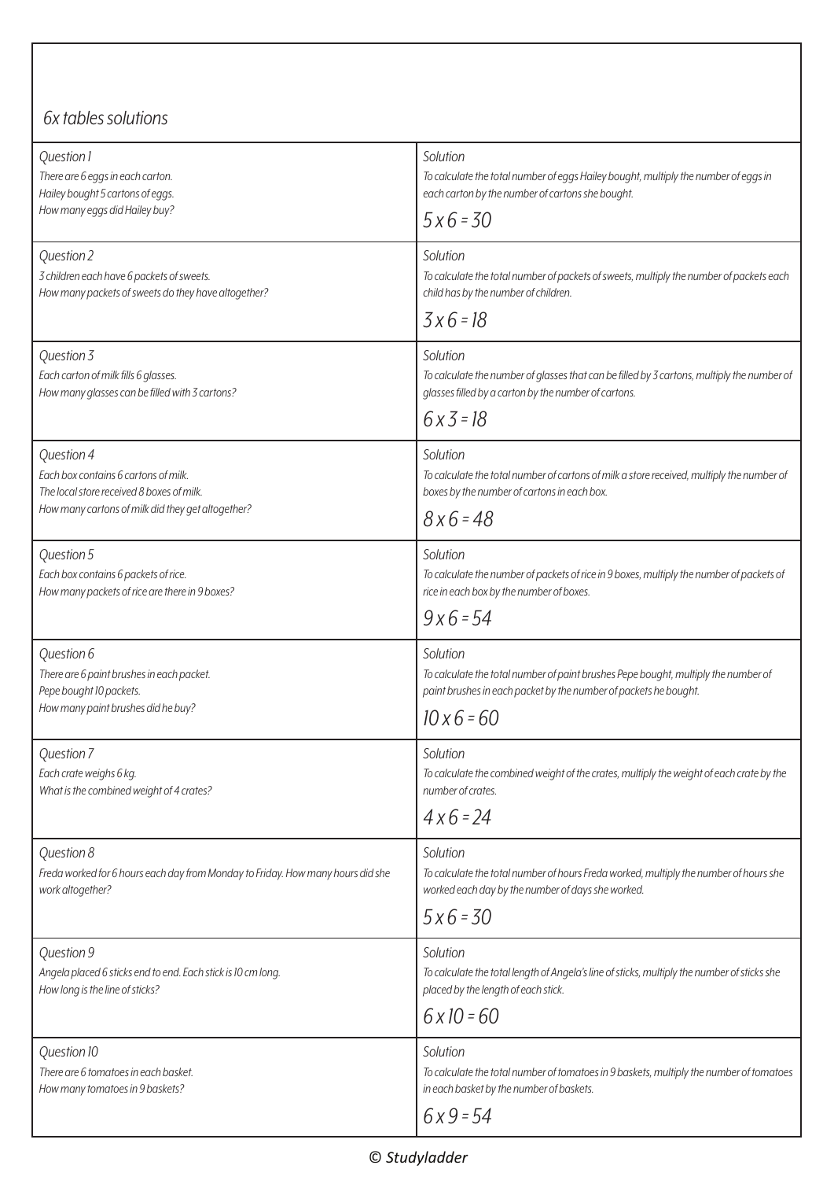# 6x tables solutions

| Question | Solution |
| --- | --- |
| Question 1<br>There are 6 eggs in each carton.<br>Hailey bought 5 cartons of eggs.<br>How many eggs did Hailey buy? | Solution<br>To calculate the total number of eggs Hailey bought, multiply the number of eggs in each carton by the number of cartons she bought.<br>$5 \times 6 = 30$ |
| Question 2<br>3 children each have 6 packets of sweets.<br>How many packets of sweets do they have altogether? | Solution<br>To calculate the total number of packets of sweets, multiply the number of packets each child has by the number of children.<br>$3 \times 6 = 18$ |
| Question 3<br>Each carton of milk fills 6 glasses.<br>How many glasses can be filled with 3 cartons? | Solution<br>To calculate the number of glasses that can be filled by 3 cartons, multiply the number of glasses filled by a carton by the number of cartons.<br>$6 \times 3 = 18$ |
| Question 4<br>Each box contains 6 cartons of milk.<br>The local store received 8 boxes of milk.<br>How many cartons of milk did they get altogether? | Solution<br>To calculate the total number of cartons of milk a store received, multiply the number of boxes by the number of cartons in each box.<br>$8 \times 6 = 48$ |
| Question 5<br>Each box contains 6 packets of rice.<br>How many packets of rice are there in 9 boxes? | Solution<br>To calculate the number of packets of rice in 9 boxes, multiply the number of packets of rice in each box by the number of boxes.<br>$9 \times 6 = 54$ |
| Question 6<br>There are 6 paint brushes in each packet.<br>Pepe bought 10 packets.<br>How many paint brushes did he buy? | Solution<br>To calculate the total number of paint brushes Pepe bought, multiply the number of paint brushes in each packet by the number of packets he bought.<br>$10 \times 6 = 60$ |
| Question 7<br>Each crate weighs 6 kg.<br>What is the combined weight of 4 crates? | Solution<br>To calculate the combined weight of the crates, multiply the weight of each crate by the number of crates.<br>$4 \times 6 = 24$ |
| Question 8<br>Freda worked for 6 hours each day from Monday to Friday. How many hours did she work altogether? | Solution<br>To calculate the total number of hours Freda worked, multiply the number of hours she worked each day by the number of days she worked.<br>$5 \times 6 = 30$ |
| Question 9<br>Angela placed 6 sticks end to end. Each stick is 10 cm long.<br>How long is the line of sticks? | Solution<br>To calculate the total length of Angela's line of sticks, multiply the number of sticks she placed by the length of each stick.<br>$6 \times 10 = 60$ |
| Question 10<br>There are 6 tomatoes in each basket.<br>How many tomatoes in 9 baskets? | Solution<br>To calculate the total number of tomatoes in 9 baskets, multiply the number of tomatoes in each basket by the number of baskets.<br>$6 \times 9 = 54$ |

© Studyladder